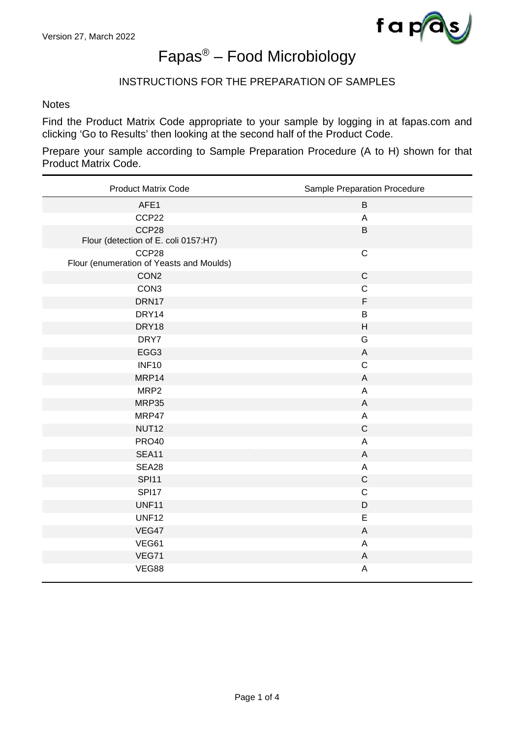Version 27, March 2022

# Fapas® – Food Microbiology

## INSTRUCTIONS FOR THE PREPARATION OF SAMPLES

Notes

Find the Product Matrix Code appropriate to your sample by logging in at fapas.com and clicking 'Go to Results' then looking at the second half of the Product Code.

Prepare your sample according to Sample Preparation Procedure (A to H) shown for that Product Matrix Code.

| Product Matrix Code | Sample Preparation Procedure |
|---|---|
| AFE1 | B |
| CCP22 | A |
| CCP28<br>Flour (detection of E. coli 0157:H7) | B |
| CCP28<br>Flour (enumeration of Yeasts and Moulds) | C |
| CON2 | C |
| CON3 | C |
| DRN17 | F |
| DRY14 | B |
| DRY18 | H |
| DRY7 | G |
| EGG3 | A |
| INF10 | C |
| MRP14 | A |
| MRP2 | A |
| MRP35 | A |
| MRP47 | A |
| NUT12 | C |
| PRO40 | A |
| SEA11 | A |
| SEA28 | A |
| SPI11 | C |
| SPI17 | C |
| UNF11 | D |
| UNF12 | E |
| VEG47 | A |
| VEG61 | A |
| VEG71 | A |
| VEG88 | A |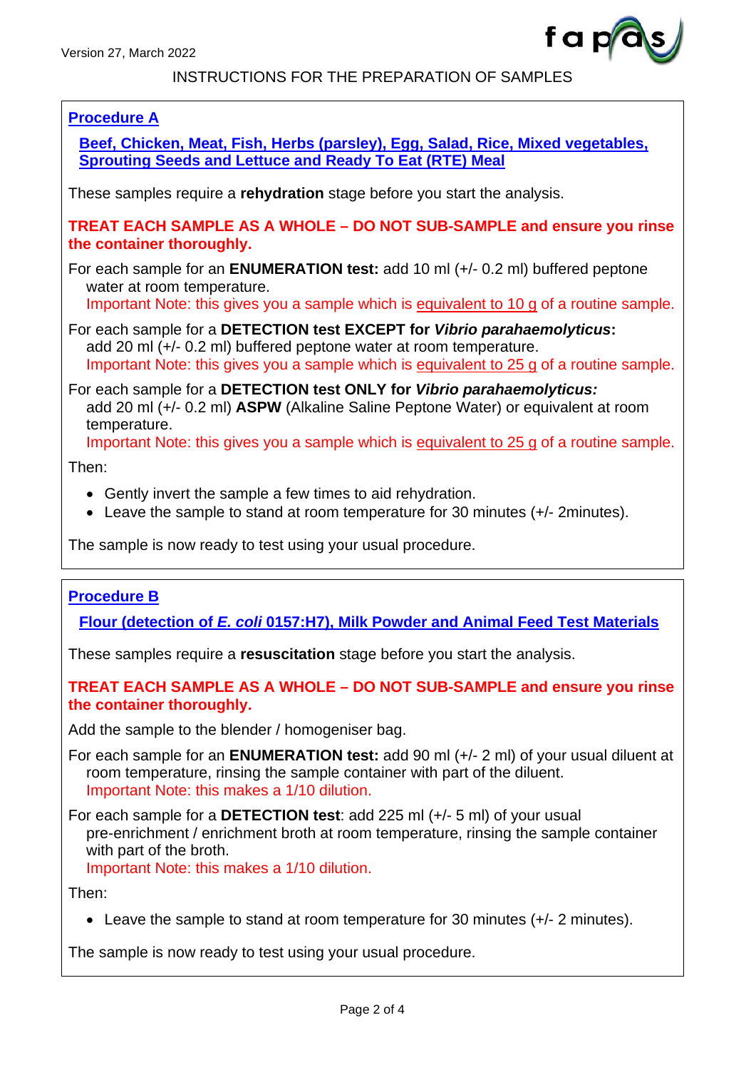## Procedure A

### Beef, Chicken, Meat, Fish, Herbs (parsley), Egg, Salad, Rice, Mixed vegetables, Sprouting Seeds and Lettuce and Ready To Eat (RTE) Meal

These samples require a **rehydration** stage before you start the analysis.

**TREAT EACH SAMPLE AS A WHOLE – DO NOT SUB-SAMPLE and ensure you rinse the container thoroughly.**

For each sample for an **ENUMERATION test:** add 10 ml (+/- 0.2 ml) buffered peptone water at room temperature.
Important Note: this gives you a sample which is equivalent to 10 g of a routine sample.

For each sample for a **DETECTION test EXCEPT for *Vibrio parahaemolyticus*:** add 20 ml (+/- 0.2 ml) buffered peptone water at room temperature.
Important Note: this gives you a sample which is equivalent to 25 g of a routine sample.

For each sample for a **DETECTION test ONLY for *Vibrio parahaemolyticus:*** add 20 ml (+/- 0.2 ml) **ASPW** (Alkaline Saline Peptone Water) or equivalent at room temperature.
Important Note: this gives you a sample which is equivalent to 25 g of a routine sample.

Then:

- Gently invert the sample a few times to aid rehydration.
- Leave the sample to stand at room temperature for 30 minutes (+/- 2minutes).

The sample is now ready to test using your usual procedure.

## Procedure B

### Flour (detection of *E. coli* 0157:H7), Milk Powder and Animal Feed Test Materials

These samples require a **resuscitation** stage before you start the analysis.

**TREAT EACH SAMPLE AS A WHOLE – DO NOT SUB-SAMPLE and ensure you rinse the container thoroughly.**

Add the sample to the blender / homogeniser bag.

For each sample for an **ENUMERATION test:** add 90 ml (+/- 2 ml) of your usual diluent at room temperature, rinsing the sample container with part of the diluent.
Important Note: this makes a 1/10 dilution.

For each sample for a **DETECTION test**: add 225 ml (+/- 5 ml) of your usual pre-enrichment / enrichment broth at room temperature, rinsing the sample container with part of the broth.
Important Note: this makes a 1/10 dilution.

Then:

- Leave the sample to stand at room temperature for 30 minutes (+/- 2 minutes).

The sample is now ready to test using your usual procedure.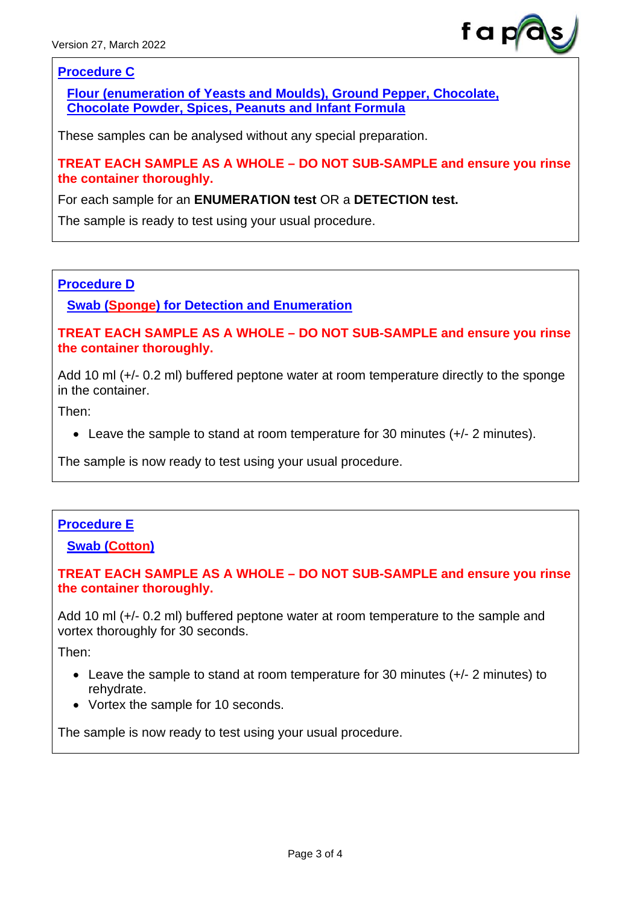## Procedure C

### Flour (enumeration of Yeasts and Moulds), Ground Pepper, Chocolate, Chocolate Powder, Spices, Peanuts and Infant Formula

These samples can be analysed without any special preparation.

**TREAT EACH SAMPLE AS A WHOLE – DO NOT SUB-SAMPLE and ensure you rinse the container thoroughly.**

For each sample for an **ENUMERATION test** OR a **DETECTION test.**

The sample is ready to test using your usual procedure.

## Procedure D

### Swab (Sponge) for Detection and Enumeration

**TREAT EACH SAMPLE AS A WHOLE – DO NOT SUB-SAMPLE and ensure you rinse the container thoroughly.**

Add 10 ml (+/- 0.2 ml) buffered peptone water at room temperature directly to the sponge in the container.

Then:

- Leave the sample to stand at room temperature for 30 minutes (+/- 2 minutes).

The sample is now ready to test using your usual procedure.

## Procedure E

### Swab (Cotton)

**TREAT EACH SAMPLE AS A WHOLE – DO NOT SUB-SAMPLE and ensure you rinse the container thoroughly.**

Add 10 ml (+/- 0.2 ml) buffered peptone water at room temperature to the sample and vortex thoroughly for 30 seconds.

Then:

- Leave the sample to stand at room temperature for 30 minutes (+/- 2 minutes) to rehydrate.
- Vortex the sample for 10 seconds.

The sample is now ready to test using your usual procedure.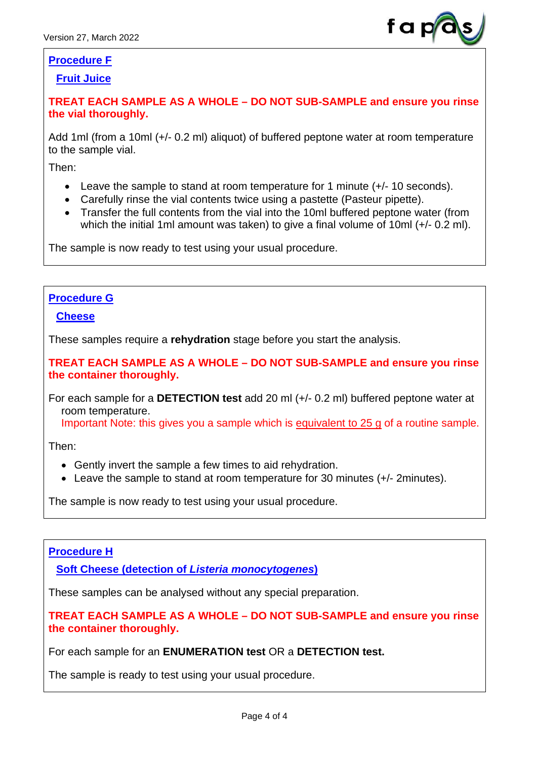## Procedure F

### Fruit Juice

**TREAT EACH SAMPLE AS A WHOLE – DO NOT SUB-SAMPLE and ensure you rinse the vial thoroughly.**

Add 1ml (from a 10ml (+/- 0.2 ml) aliquot) of buffered peptone water at room temperature to the sample vial.

Then:

- Leave the sample to stand at room temperature for 1 minute (+/- 10 seconds).
- Carefully rinse the vial contents twice using a pastette (Pasteur pipette).
- Transfer the full contents from the vial into the 10ml buffered peptone water (from which the initial 1ml amount was taken) to give a final volume of 10ml (+/- 0.2 ml).

The sample is now ready to test using your usual procedure.

## Procedure G

### Cheese

These samples require a **rehydration** stage before you start the analysis.

**TREAT EACH SAMPLE AS A WHOLE – DO NOT SUB-SAMPLE and ensure you rinse the container thoroughly.**

For each sample for a **DETECTION test** add 20 ml (+/- 0.2 ml) buffered peptone water at room temperature.
Important Note: this gives you a sample which is equivalent to 25 g of a routine sample.

Then:

- Gently invert the sample a few times to aid rehydration.
- Leave the sample to stand at room temperature for 30 minutes (+/- 2minutes).

The sample is now ready to test using your usual procedure.

## Procedure H

### Soft Cheese (detection of *Listeria monocytogenes*)

These samples can be analysed without any special preparation.

**TREAT EACH SAMPLE AS A WHOLE – DO NOT SUB-SAMPLE and ensure you rinse the container thoroughly.**

For each sample for an **ENUMERATION test** OR a **DETECTION test.**

The sample is ready to test using your usual procedure.